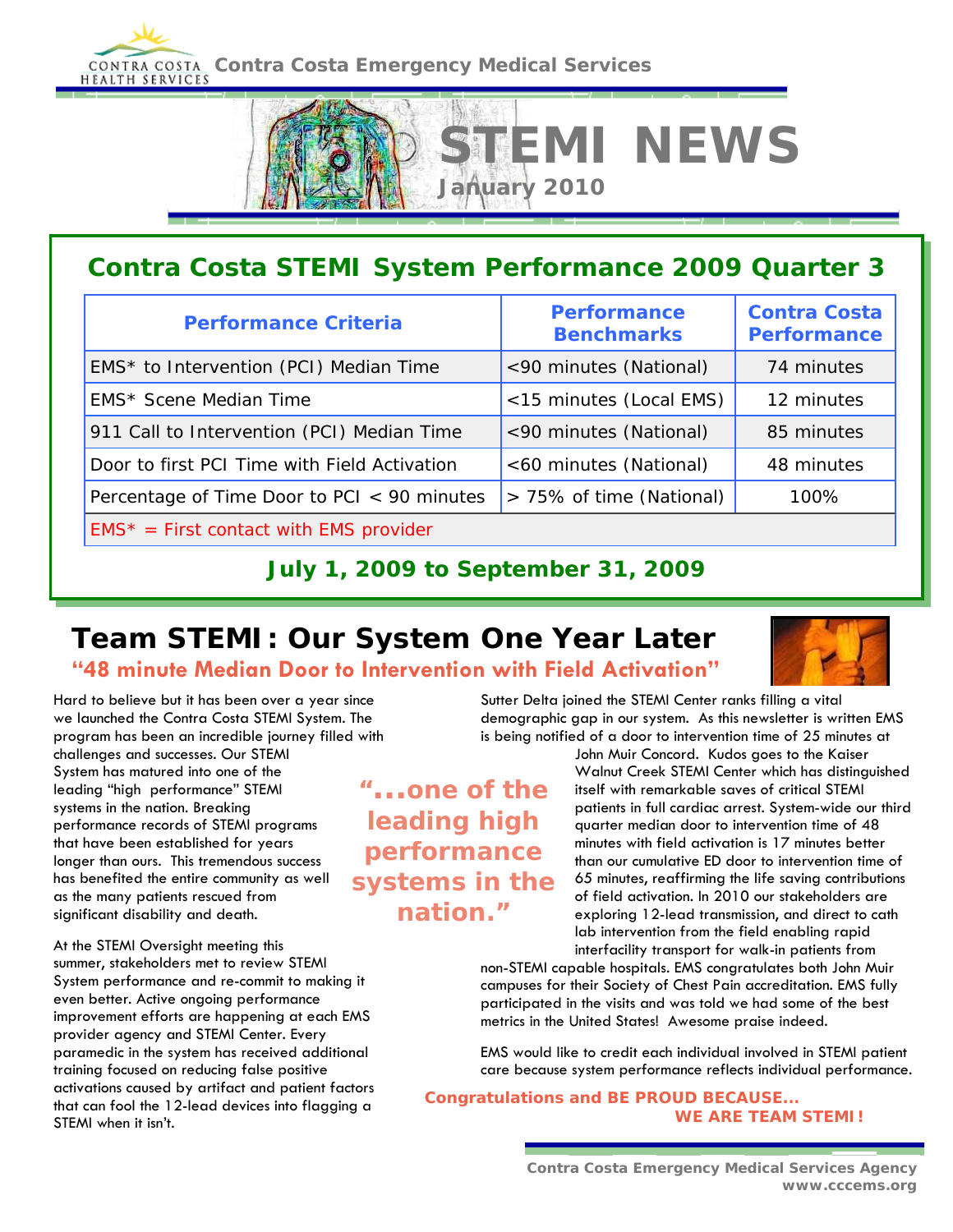Contra Costa Emergency Medical Services

# STEMI NEWS

**January 2010**

## Contra Costa STEMI System Performance 2009 Quarter 3

| Performance Criteria | Performance Benchmarks | Contra Costa Performance |
|---|---|---|
| EMS* to Intervention (PCI) Median Time | <90 minutes (National) | 74 minutes |
| EMS* Scene Median Time | <15 minutes (Local EMS) | 12 minutes |
| 911 Call to Intervention (PCI) Median Time | <90 minutes (National) | 85 minutes |
| Door to first PCI Time with Field Activation | <60 minutes (National) | 48 minutes |
| Percentage of Time Door to PCI < 90 minutes | > 75% of time (National) | 100% |
| EMS* = First contact with EMS provider | | |

**July 1, 2009 to September 31, 2009**

## Team STEMI: Our System One Year Later

**"48 minute Median Door to Intervention with Field Activation"**

Hard to believe but it has been over a year since we launched the Contra Costa STEMI System. The program has been an incredible journey filled with challenges and successes. Our STEMI System has matured into one of the leading "high performance" STEMI systems in the nation. Breaking performance records of STEMI programs that have been established for years longer than ours. This tremendous success has benefited the entire community as well as the many patients rescued from significant disability and death.

**"...one of the leading high performance systems in the nation."**

At the STEMI Oversight meeting this summer, stakeholders met to review STEMI System performance and re-commit to making it even better. Active ongoing performance improvement efforts are happening at each EMS provider agency and STEMI Center. Every paramedic in the system has received additional training focused on reducing false positive activations caused by artifact and patient factors that can fool the 12-lead devices into flagging a STEMI when it isn't.

Sutter Delta joined the STEMI Center ranks filling a vital demographic gap in our system. As this newsletter is written EMS is being notified of a door to intervention time of 25 minutes at John Muir Concord. Kudos goes to the Kaiser Walnut Creek STEMI Center which has distinguished itself with remarkable saves of critical STEMI patients in full cardiac arrest. System-wide our third quarter median door to intervention time of 48 minutes with field activation is 17 minutes better than our cumulative ED door to intervention time of 65 minutes, reaffirming the life saving contributions of field activation. In 2010 our stakeholders are exploring 12-lead transmission, and direct to cath lab intervention from the field enabling rapid interfacility transport for walk-in patients from non-STEMI capable hospitals. EMS congratulates both John Muir campuses for their Society of Chest Pain accreditation. EMS fully participated in the visits and was told we had some of the best metrics in the United States! Awesome praise indeed.

EMS would like to credit each individual involved in STEMI patient care because system performance reflects individual performance.

**Congratulations and BE PROUD BECAUSE...**
**WE ARE TEAM STEMI!**

Contra Costa Emergency Medical Services Agency
www.cccems.org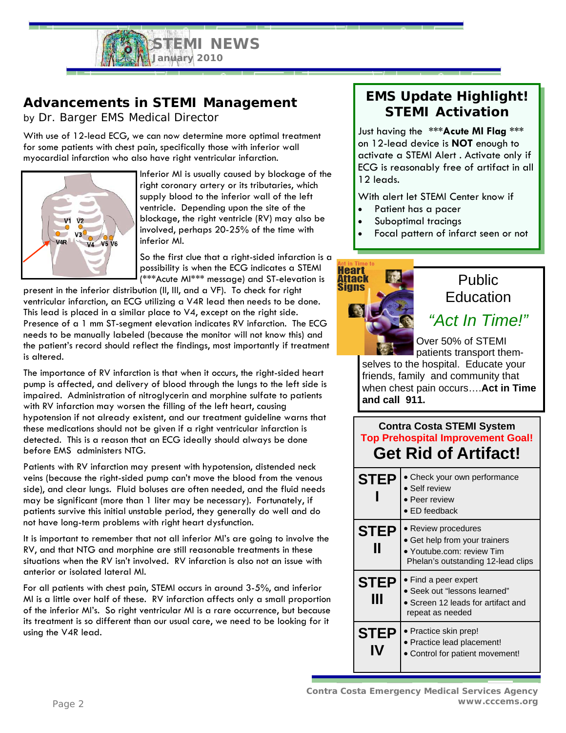# STEMI NEWS

January 2010

## Advancements in STEMI Management

by Dr. Barger EMS Medical Director

With use of 12-lead ECG, we can now determine more optimal treatment for some patients with chest pain, specifically those with inferior wall myocardial infarction who also have right ventricular infarction.

V1 V2
V3
V4R V4 V5 V6

Inferior MI is usually caused by blockage of the right coronary artery or its tributaries, which supply blood to the inferior wall of the left ventricle. Depending upon the site of the blockage, the right ventricle (RV) may also be involved, perhaps 20-25% of the time with inferior MI.

So the first clue that a right-sided infarction is a possibility is when the ECG indicates a STEMI (***Acute MI*** message) and ST-elevation is present in the inferior distribution (II, III, and a VF). To check for right ventricular infarction, an ECG utilizing a V4R lead then needs to be done. This lead is placed in a similar place to V4, except on the right side. Presence of a 1 mm ST-segment elevation indicates RV infarction. The ECG needs to be manually labeled (because the monitor will not know this) and the patient's record should reflect the findings, most importantly if treatment is altered.

The importance of RV infarction is that when it occurs, the right-sided heart pump is affected, and delivery of blood through the lungs to the left side is impaired. Administration of nitroglycerin and morphine sulfate to patients with RV infarction may worsen the filling of the left heart, causing hypotension if not already existent, and our treatment guideline warns that these medications should not be given if a right ventricular infarction is detected. This is a reason that an ECG ideally should always be done before EMS administers NTG.

Patients with RV infarction may present with hypotension, distended neck veins (because the right-sided pump can't move the blood from the venous side), and clear lungs. Fluid boluses are often needed, and the fluid needs may be significant (more than 1 liter may be necessary). Fortunately, if patients survive this initial unstable period, they generally do well and do not have long-term problems with right heart dysfunction.

It is important to remember that not all inferior MI's are going to involve the RV, and that NTG and morphine are still reasonable treatments in these situations when the RV isn't involved. RV infarction is also not an issue with anterior or isolated lateral MI.

For all patients with chest pain, STEMI occurs in around 3-5%, and inferior MI is a little over half of these. RV infarction affects only a small proportion of the inferior MI's. So right ventricular MI is a rare occurrence, but because its treatment is so different than our usual care, we need to be looking for it using the V4R lead.

## EMS Update Highlight! STEMI Activation

Just having the ***Acute MI Flag *** on 12-lead device is **NOT** enough to activate a STEMI Alert . Activate only if ECG is reasonably free of artifact in all 12 leads.

With alert let STEMI Center know if

- Patient has a pacer
- Suboptimal tracings
- Focal pattern of infarct seen or not

## Public Education

Act in Time to Heart Attack Signs

*"Act In Time!"*

Over 50% of STEMI patients transport themselves to the hospital. Educate your friends, family and community that when chest pain occurs….**Act in Time and call 911.**

## Contra Costa STEMI System

**Top Prehospital Improvement Goal!**

**Get Rid of Artifact!**

| | |
|---|---|
| **STEP I** | • Check your own performance<br>• Self review<br>• Peer review<br>• ED feedback |
| **STEP II** | • Review procedures<br>• Get help from your trainers<br>• Youtube.com: review Tim Phelan's outstanding 12-lead clips |
| **STEP III** | • Find a peer expert<br>• Seek out "lessons learned"<br>• Screen 12 leads for artifact and repeat as needed |
| **STEP IV** | • Practice skin prep!<br>• Practice lead placement!<br>• Control for patient movement! |